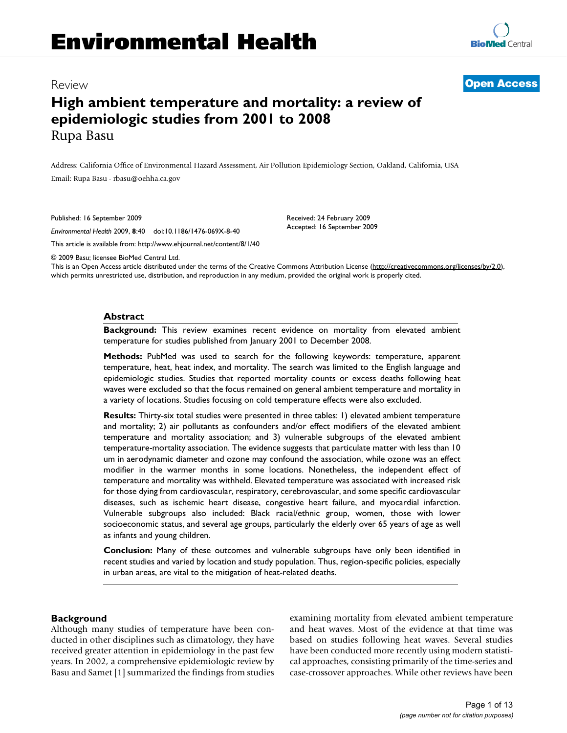Review

**Open Access**

# High ambient temperature and mortality: a review of epidemiologic studies from 2001 to 2008

Rupa Basu

Address: California Office of Environmental Hazard Assessment, Air Pollution Epidemiology Section, Oakland, California, USA

Email: Rupa Basu - rbasu@oehha.ca.gov

Published: 16 September 2009

*Environmental Health* 2009, **8**:40 doi:10.1186/1476-069X-8-40

Received: 24 February 2009
Accepted: 16 September 2009

This article is available from: http://www.ehjournal.net/content/8/1/40

© 2009 Basu; licensee BioMed Central Ltd.
This is an Open Access article distributed under the terms of the Creative Commons Attribution License (http://creativecommons.org/licenses/by/2.0), which permits unrestricted use, distribution, and reproduction in any medium, provided the original work is properly cited.

## Abstract

**Background:** This review examines recent evidence on mortality from elevated ambient temperature for studies published from January 2001 to December 2008.

**Methods:** PubMed was used to search for the following keywords: temperature, apparent temperature, heat, heat index, and mortality. The search was limited to the English language and epidemiologic studies. Studies that reported mortality counts or excess deaths following heat waves were excluded so that the focus remained on general ambient temperature and mortality in a variety of locations. Studies focusing on cold temperature effects were also excluded.

**Results:** Thirty-six total studies were presented in three tables: 1) elevated ambient temperature and mortality; 2) air pollutants as confounders and/or effect modifiers of the elevated ambient temperature and mortality association; and 3) vulnerable subgroups of the elevated ambient temperature-mortality association. The evidence suggests that particulate matter with less than 10 um in aerodynamic diameter and ozone may confound the association, while ozone was an effect modifier in the warmer months in some locations. Nonetheless, the independent effect of temperature and mortality was withheld. Elevated temperature was associated with increased risk for those dying from cardiovascular, respiratory, cerebrovascular, and some specific cardiovascular diseases, such as ischemic heart disease, congestive heart failure, and myocardial infarction. Vulnerable subgroups also included: Black racial/ethnic group, women, those with lower socioeconomic status, and several age groups, particularly the elderly over 65 years of age as well as infants and young children.

**Conclusion:** Many of these outcomes and vulnerable subgroups have only been identified in recent studies and varied by location and study population. Thus, region-specific policies, especially in urban areas, are vital to the mitigation of heat-related deaths.

## Background

Although many studies of temperature have been conducted in other disciplines such as climatology, they have received greater attention in epidemiology in the past few years. In 2002, a comprehensive epidemiologic review by Basu and Samet [1] summarized the findings from studies examining mortality from elevated ambient temperature and heat waves. Most of the evidence at that time was based on studies following heat waves. Several studies have been conducted more recently using modern statistical approaches, consisting primarily of the time-series and case-crossover approaches. While other reviews have been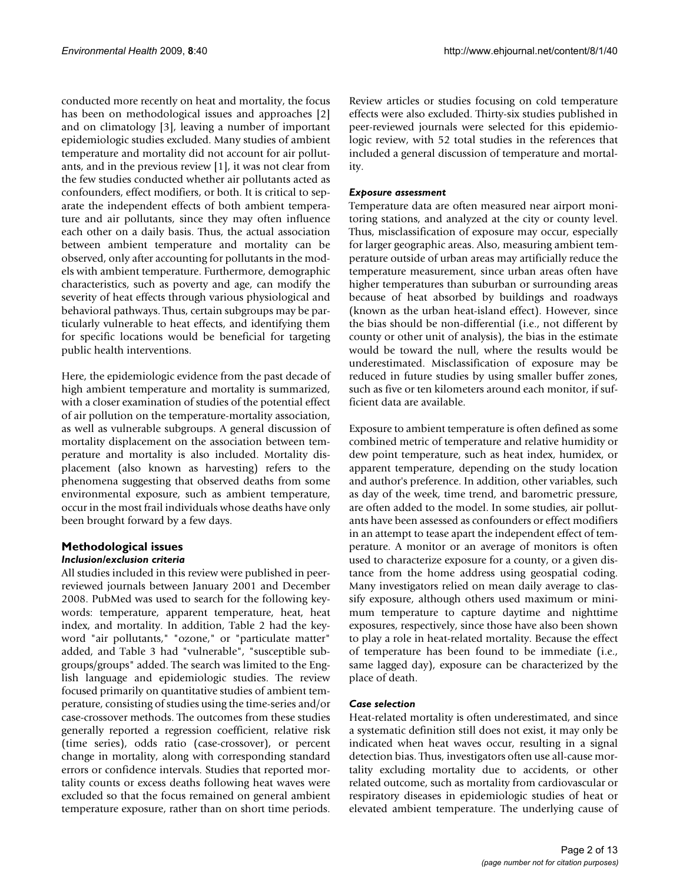conducted more recently on heat and mortality, the focus has been on methodological issues and approaches [2] and on climatology [3], leaving a number of important epidemiologic studies excluded. Many studies of ambient temperature and mortality did not account for air pollutants, and in the previous review [1], it was not clear from the few studies conducted whether air pollutants acted as confounders, effect modifiers, or both. It is critical to separate the independent effects of both ambient temperature and air pollutants, since they may often influence each other on a daily basis. Thus, the actual association between ambient temperature and mortality can be observed, only after accounting for pollutants in the models with ambient temperature. Furthermore, demographic characteristics, such as poverty and age, can modify the severity of heat effects through various physiological and behavioral pathways. Thus, certain subgroups may be particularly vulnerable to heat effects, and identifying them for specific locations would be beneficial for targeting public health interventions.

Here, the epidemiologic evidence from the past decade of high ambient temperature and mortality is summarized, with a closer examination of studies of the potential effect of air pollution on the temperature-mortality association, as well as vulnerable subgroups. A general discussion of mortality displacement on the association between temperature and mortality is also included. Mortality displacement (also known as harvesting) refers to the phenomena suggesting that observed deaths from some environmental exposure, such as ambient temperature, occur in the most frail individuals whose deaths have only been brought forward by a few days.

## Methodological issues

### *Inclusion/exclusion criteria*

All studies included in this review were published in peer-reviewed journals between January 2001 and December 2008. PubMed was used to search for the following keywords: temperature, apparent temperature, heat, heat index, and mortality. In addition, Table 2 had the keyword "air pollutants," "ozone," or "particulate matter" added, and Table 3 had "vulnerable", "susceptible subgroups/groups" added. The search was limited to the English language and epidemiologic studies. The review focused primarily on quantitative studies of ambient temperature, consisting of studies using the time-series and/or case-crossover methods. The outcomes from these studies generally reported a regression coefficient, relative risk (time series), odds ratio (case-crossover), or percent change in mortality, along with corresponding standard errors or confidence intervals. Studies that reported mortality counts or excess deaths following heat waves were excluded so that the focus remained on general ambient temperature exposure, rather than on short time periods. Review articles or studies focusing on cold temperature effects were also excluded. Thirty-six studies published in peer-reviewed journals were selected for this epidemiologic review, with 52 total studies in the references that included a general discussion of temperature and mortality.

### *Exposure assessment*

Temperature data are often measured near airport monitoring stations, and analyzed at the city or county level. Thus, misclassification of exposure may occur, especially for larger geographic areas. Also, measuring ambient temperature outside of urban areas may artificially reduce the temperature measurement, since urban areas often have higher temperatures than suburban or surrounding areas because of heat absorbed by buildings and roadways (known as the urban heat-island effect). However, since the bias should be non-differential (i.e., not different by county or other unit of analysis), the bias in the estimate would be toward the null, where the results would be underestimated. Misclassification of exposure may be reduced in future studies by using smaller buffer zones, such as five or ten kilometers around each monitor, if sufficient data are available.

Exposure to ambient temperature is often defined as some combined metric of temperature and relative humidity or dew point temperature, such as heat index, humidex, or apparent temperature, depending on the study location and author's preference. In addition, other variables, such as day of the week, time trend, and barometric pressure, are often added to the model. In some studies, air pollutants have been assessed as confounders or effect modifiers in an attempt to tease apart the independent effect of temperature. A monitor or an average of monitors is often used to characterize exposure for a county, or a given distance from the home address using geospatial coding. Many investigators relied on mean daily average to classify exposure, although others used maximum or minimum temperature to capture daytime and nighttime exposures, respectively, since those have also been shown to play a role in heat-related mortality. Because the effect of temperature has been found to be immediate (i.e., same lagged day), exposure can be characterized by the place of death.

### *Case selection*

Heat-related mortality is often underestimated, and since a systematic definition still does not exist, it may only be indicated when heat waves occur, resulting in a signal detection bias. Thus, investigators often use all-cause mortality excluding mortality due to accidents, or other related outcome, such as mortality from cardiovascular or respiratory diseases in epidemiologic studies of heat or elevated ambient temperature. The underlying cause of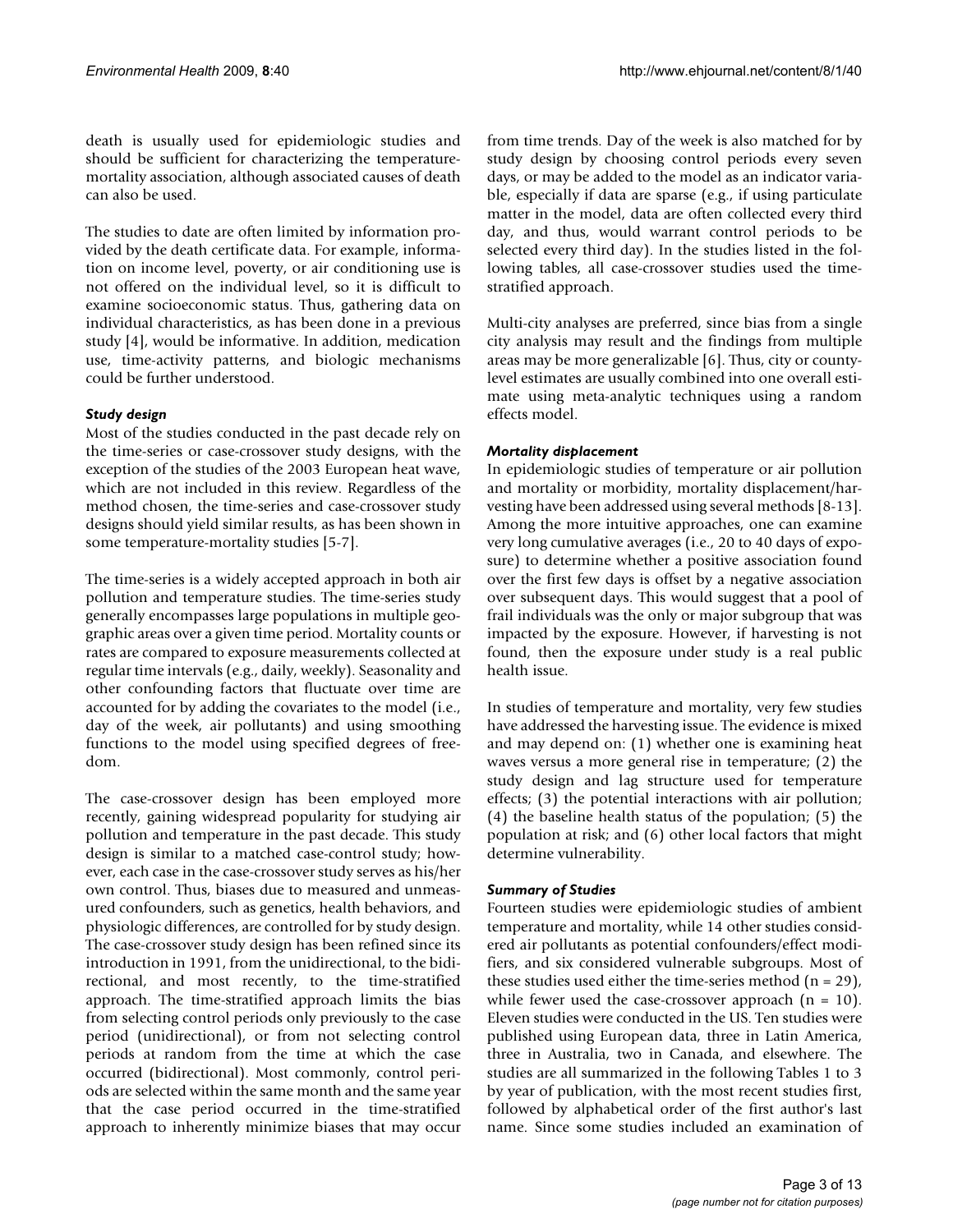death is usually used for epidemiologic studies and should be sufficient for characterizing the temperature-mortality association, although associated causes of death can also be used.

The studies to date are often limited by information provided by the death certificate data. For example, information on income level, poverty, or air conditioning use is not offered on the individual level, so it is difficult to examine socioeconomic status. Thus, gathering data on individual characteristics, as has been done in a previous study [4], would be informative. In addition, medication use, time-activity patterns, and biologic mechanisms could be further understood.

### *Study design*

Most of the studies conducted in the past decade rely on the time-series or case-crossover study designs, with the exception of the studies of the 2003 European heat wave, which are not included in this review. Regardless of the method chosen, the time-series and case-crossover study designs should yield similar results, as has been shown in some temperature-mortality studies [5-7].

The time-series is a widely accepted approach in both air pollution and temperature studies. The time-series study generally encompasses large populations in multiple geographic areas over a given time period. Mortality counts or rates are compared to exposure measurements collected at regular time intervals (e.g., daily, weekly). Seasonality and other confounding factors that fluctuate over time are accounted for by adding the covariates to the model (i.e., day of the week, air pollutants) and using smoothing functions to the model using specified degrees of freedom.

The case-crossover design has been employed more recently, gaining widespread popularity for studying air pollution and temperature in the past decade. This study design is similar to a matched case-control study; however, each case in the case-crossover study serves as his/her own control. Thus, biases due to measured and unmeasured confounders, such as genetics, health behaviors, and physiologic differences, are controlled for by study design. The case-crossover study design has been refined since its introduction in 1991, from the unidirectional, to the bidirectional, and most recently, to the time-stratified approach. The time-stratified approach limits the bias from selecting control periods only previously to the case period (unidirectional), or from not selecting control periods at random from the time at which the case occurred (bidirectional). Most commonly, control periods are selected within the same month and the same year that the case period occurred in the time-stratified approach to inherently minimize biases that may occur from time trends. Day of the week is also matched for by study design by choosing control periods every seven days, or may be added to the model as an indicator variable, especially if data are sparse (e.g., if using particulate matter in the model, data are often collected every third day, and thus, would warrant control periods to be selected every third day). In the studies listed in the following tables, all case-crossover studies used the time-stratified approach.

Multi-city analyses are preferred, since bias from a single city analysis may result and the findings from multiple areas may be more generalizable [6]. Thus, city or county-level estimates are usually combined into one overall estimate using meta-analytic techniques using a random effects model.

### *Mortality displacement*

In epidemiologic studies of temperature or air pollution and mortality or morbidity, mortality displacement/harvesting have been addressed using several methods [8-13]. Among the more intuitive approaches, one can examine very long cumulative averages (i.e., 20 to 40 days of exposure) to determine whether a positive association found over the first few days is offset by a negative association over subsequent days. This would suggest that a pool of frail individuals was the only or major subgroup that was impacted by the exposure. However, if harvesting is not found, then the exposure under study is a real public health issue.

In studies of temperature and mortality, very few studies have addressed the harvesting issue. The evidence is mixed and may depend on: (1) whether one is examining heat waves versus a more general rise in temperature; (2) the study design and lag structure used for temperature effects; (3) the potential interactions with air pollution; (4) the baseline health status of the population; (5) the population at risk; and (6) other local factors that might determine vulnerability.

### *Summary of Studies*

Fourteen studies were epidemiologic studies of ambient temperature and mortality, while 14 other studies considered air pollutants as potential confounders/effect modifiers, and six considered vulnerable subgroups. Most of these studies used either the time-series method (n = 29), while fewer used the case-crossover approach (n = 10). Eleven studies were conducted in the US. Ten studies were published using European data, three in Latin America, three in Australia, two in Canada, and elsewhere. The studies are all summarized in the following Tables 1 to 3 by year of publication, with the most recent studies first, followed by alphabetical order of the first author's last name. Since some studies included an examination of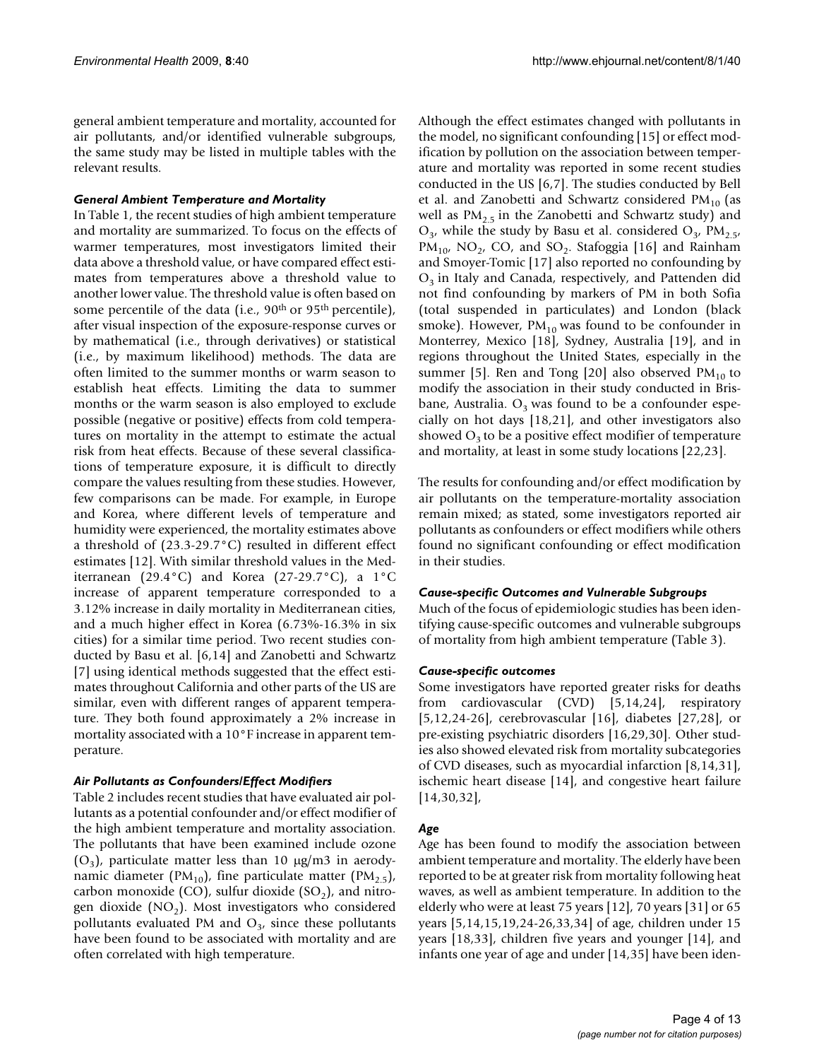general ambient temperature and mortality, accounted for air pollutants, and/or identified vulnerable subgroups, the same study may be listed in multiple tables with the relevant results.

### *General Ambient Temperature and Mortality*

In Table 1, the recent studies of high ambient temperature and mortality are summarized. To focus on the effects of warmer temperatures, most investigators limited their data above a threshold value, or have compared effect estimates from temperatures above a threshold value to another lower value. The threshold value is often based on some percentile of the data (i.e., 90th or 95th percentile), after visual inspection of the exposure-response curves or by mathematical (i.e., through derivatives) or statistical (i.e., by maximum likelihood) methods. The data are often limited to the summer months or warm season to establish heat effects. Limiting the data to summer months or the warm season is also employed to exclude possible (negative or positive) effects from cold temperatures on mortality in the attempt to estimate the actual risk from heat effects. Because of these several classifications of temperature exposure, it is difficult to directly compare the values resulting from these studies. However, few comparisons can be made. For example, in Europe and Korea, where different levels of temperature and humidity were experienced, the mortality estimates above a threshold of (23.3-29.7°C) resulted in different effect estimates [12]. With similar threshold values in the Mediterranean (29.4°C) and Korea (27-29.7°C), a 1°C increase of apparent temperature corresponded to a 3.12% increase in daily mortality in Mediterranean cities, and a much higher effect in Korea (6.73%-16.3% in six cities) for a similar time period. Two recent studies conducted by Basu et al. [6,14] and Zanobetti and Schwartz [7] using identical methods suggested that the effect estimates throughout California and other parts of the US are similar, even with different ranges of apparent temperature. They both found approximately a 2% increase in mortality associated with a 10°F increase in apparent temperature.

### *Air Pollutants as Confounders/Effect Modifiers*

Table 2 includes recent studies that have evaluated air pollutants as a potential confounder and/or effect modifier of the high ambient temperature and mortality association. The pollutants that have been examined include ozone ($O_3$), particulate matter less than 10 μg/m3 in aerodynamic diameter ($PM_{10}$), fine particulate matter ($PM_{2.5}$), carbon monoxide (CO), sulfur dioxide ($SO_2$), and nitrogen dioxide ($NO_2$). Most investigators who considered pollutants evaluated PM and $O_3$, since these pollutants have been found to be associated with mortality and are often correlated with high temperature.

Although the effect estimates changed with pollutants in the model, no significant confounding [15] or effect modification by pollution on the association between temperature and mortality was reported in some recent studies conducted in the US [6,7]. The studies conducted by Bell et al. and Zanobetti and Schwartz considered $PM_{10}$ (as well as $PM_{2.5}$ in the Zanobetti and Schwartz study) and $O_3$, while the study by Basu et al. considered $O_3$, $PM_{2.5}$, $PM_{10}$, $NO_2$, CO, and $SO_2$. Stafoggia [16] and Rainham and Smoyer-Tomic [17] also reported no confounding by $O_3$ in Italy and Canada, respectively, and Pattenden did not find confounding by markers of PM in both Sofia (total suspended in particulates) and London (black smoke). However, $PM_{10}$ was found to be confounder in Monterrey, Mexico [18], Sydney, Australia [19], and in regions throughout the United States, especially in the summer [5]. Ren and Tong [20] also observed $PM_{10}$ to modify the association in their study conducted in Brisbane, Australia. $O_3$ was found to be a confounder especially on hot days [18,21], and other investigators also showed $O_3$ to be a positive effect modifier of temperature and mortality, at least in some study locations [22,23].

The results for confounding and/or effect modification by air pollutants on the temperature-mortality association remain mixed; as stated, some investigators reported air pollutants as confounders or effect modifiers while others found no significant confounding or effect modification in their studies.

### *Cause-specific Outcomes and Vulnerable Subgroups*

Much of the focus of epidemiologic studies has been identifying cause-specific outcomes and vulnerable subgroups of mortality from high ambient temperature (Table 3).

#### *Cause-specific outcomes*

Some investigators have reported greater risks for deaths from cardiovascular (CVD) [5,14,24], respiratory [5,12,24-26], cerebrovascular [16], diabetes [27,28], or pre-existing psychiatric disorders [16,29,30]. Other studies also showed elevated risk from mortality subcategories of CVD diseases, such as myocardial infarction [8,14,31], ischemic heart disease [14], and congestive heart failure [14,30,32],

#### *Age*

Age has been found to modify the association between ambient temperature and mortality. The elderly have been reported to be at greater risk from mortality following heat waves, as well as ambient temperature. In addition to the elderly who were at least 75 years [12], 70 years [31] or 65 years [5,14,15,19,24-26,33,34] of age, children under 15 years [18,33], children five years and younger [14], and infants one year of age and under [14,35] have been iden-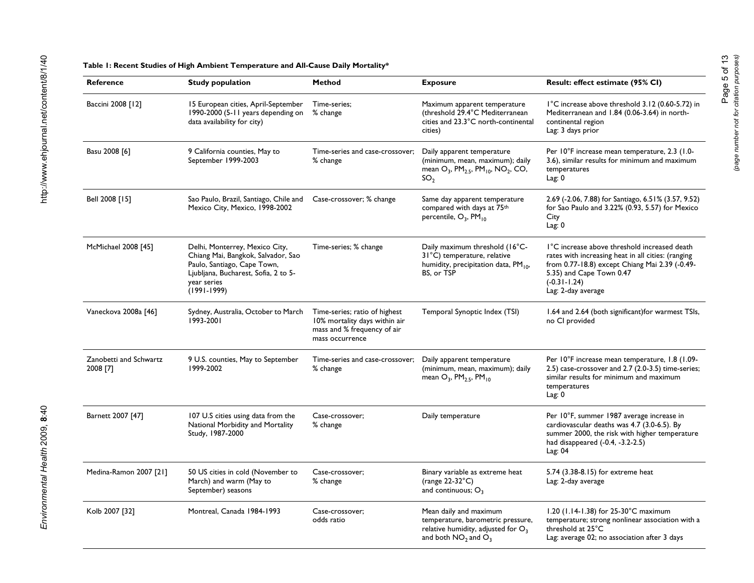**Table 1: Recent Studies of High Ambient Temperature and All-Cause Daily Mortality***

| Reference | Study population | Method | Exposure | Result: effect estimate (95% CI) |
| --- | --- | --- | --- | --- |
| Baccini 2008 [12] | 15 European cities, April-September 1990-2000 (5-11 years depending on data availability for city) | Time-series; % change | Maximum apparent temperature (threshold 29.4°C Mediterranean cities and 23.3°C north-continental cities) | 1°C increase above threshold 3.12 (0.60-5.72) in Mediterranean and 1.84 (0.06-3.64) in north-continental region<br>Lag: 3 days prior |
| Basu 2008 [6] | 9 California counties, May to September 1999-2003 | Time-series and case-crossover; % change | Daily apparent temperature (minimum, mean, maximum); daily mean $O_3$, $PM_{2.5}$, $PM_{10}$, $NO_2$, CO, $SO_2$ | Per 10°F increase mean temperature, 2.3 (1.0-3.6), similar results for minimum and maximum temperatures<br>Lag: 0 |
| Bell 2008 [15] | Sao Paulo, Brazil, Santiago, Chile and Mexico City, Mexico, 1998-2002 | Case-crossover; % change | Same day apparent temperature compared with days at 75th percentile, $O_3$, $PM_{10}$ | 2.69 (-2.06, 7.88) for Santiago, 6.51% (3.57, 9.52) for Sao Paulo and 3.22% (0.93, 5.57) for Mexico City<br>Lag: 0 |
| McMichael 2008 [45] | Delhi, Monterrey, Mexico City, Chiang Mai, Bangkok, Salvador, Sao Paulo, Santiago, Cape Town, Ljubljana, Bucharest, Sofia, 2 to 5-year series (1991-1999) | Time-series; % change | Daily maximum threshold (16°C-31°C) temperature, relative humidity, precipitation data, $PM_{10}$, BS, or TSP | 1°C increase above threshold increased death rates with increasing heat in all cities: (ranging from 0.77-18.8) except Chiang Mai 2.39 (-0.49-5.35) and Cape Town 0.47 (-0.31-1.24)<br>Lag: 2-day average |
| Vaneckova 2008a [46] | Sydney, Australia, October to March 1993-2001 | Time-series; ratio of highest 10% mortality days within air mass and % frequency of air mass occurrence | Temporal Synoptic Index (TSI) | 1.64 and 2.64 (both significant)for warmest TSIs, no CI provided |
| Zanobetti and Schwartz 2008 [7] | 9 U.S. counties, May to September 1999-2002 | Time-series and case-crossover; % change | Daily apparent temperature (minimum, mean, maximum); daily mean $O_3$, $PM_{2.5}$, $PM_{10}$ | Per 10°F increase mean temperature, 1.8 (1.09-2.5) case-crossover and 2.7 (2.0-3.5) time-series; similar results for minimum and maximum temperatures<br>Lag: 0 |
| Barnett 2007 [47] | 107 U.S cities using data from the National Morbidity and Mortality Study, 1987-2000 | Case-crossover; % change | Daily temperature | Per 10°F, summer 1987 average increase in cardiovascular deaths was 4.7 (3.0-6.5). By summer 2000, the risk with higher temperature had disappeared (-0.4, -3.2-2.5)<br>Lag: 04 |
| Medina-Ramon 2007 [21] | 50 US cities in cold (November to March) and warm (May to September) seasons | Case-crossover; % change | Binary variable as extreme heat (range 22-32°C) and continuous; $O_3$ | 5.74 (3.38-8.15) for extreme heat<br>Lag: 2-day average |
| Kolb 2007 [32] | Montreal, Canada 1984-1993 | Case-crossover; odds ratio | Mean daily and maximum temperature, barometric pressure, relative humidity, adjusted for $O_3$ and both $NO_2$ and $O_3$ | 1.20 (1.14-1.38) for 25-30°C maximum temperature; strong nonlinear association with a threshold at 25°C<br>Lag: average 02; no association after 3 days |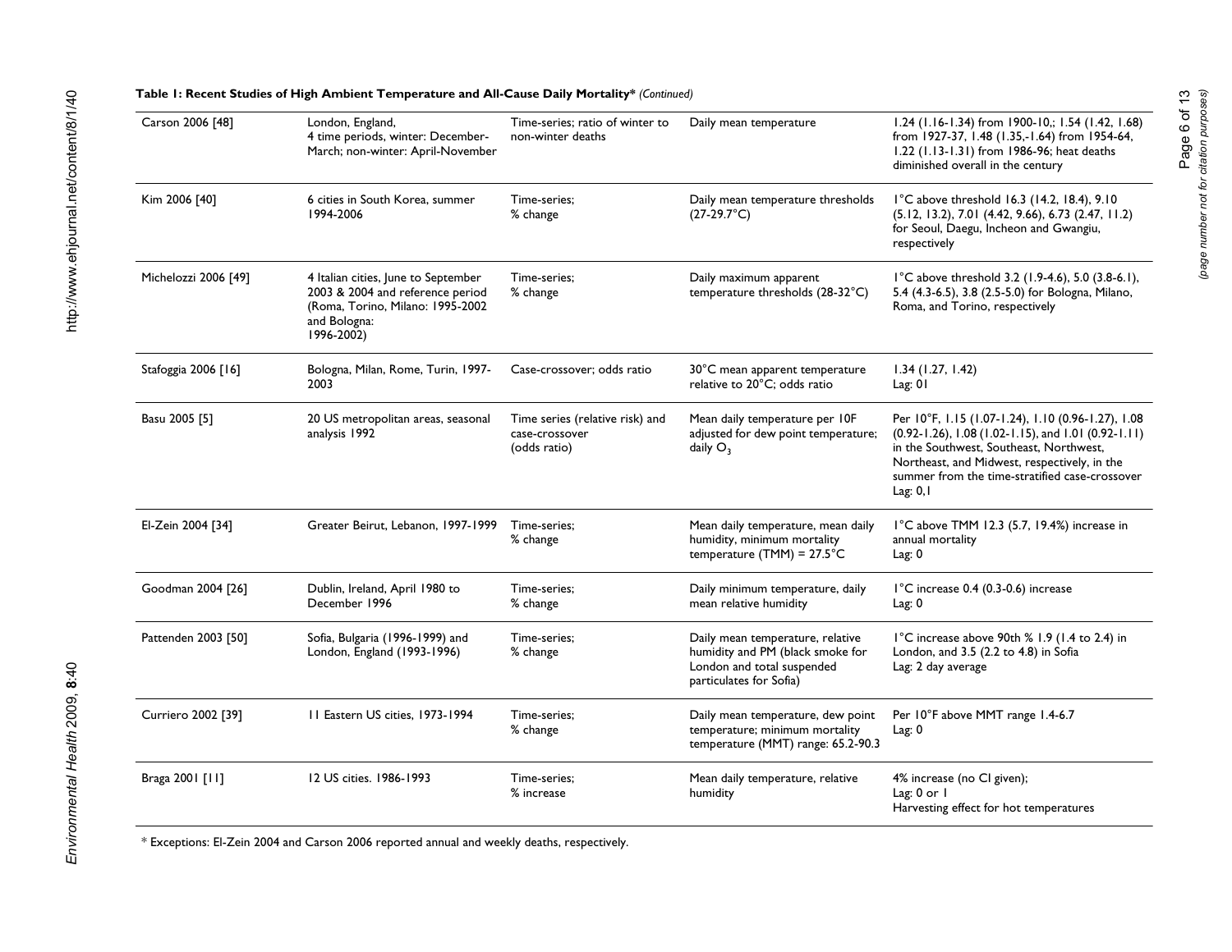**Table 1: Recent Studies of High Ambient Temperature and All-Cause Daily Mortality*** *(Continued)*

| | | | | |
|---|---|---|---|---|
| Carson 2006 [48] | London, England, 4 time periods, winter: December-March; non-winter: April-November | Time-series; ratio of winter to non-winter deaths | Daily mean temperature | 1.24 (1.16-1.34) from 1900-10,; 1.54 (1.42, 1.68) from 1927-37, 1.48 (1.35,-1.64) from 1954-64, 1.22 (1.13-1.31) from 1986-96; heat deaths diminished overall in the century |
| Kim 2006 [40] | 6 cities in South Korea, summer 1994-2006 | Time-series; % change | Daily mean temperature thresholds (27-29.7°C) | 1°C above threshold 16.3 (14.2, 18.4), 9.10 (5.12, 13.2), 7.01 (4.42, 9.66), 6.73 (2.47, 11.2) for Seoul, Daegu, Incheon and Gwangiu, respectively |
| Michelozzi 2006 [49] | 4 Italian cities, June to September 2003 & 2004 and reference period (Roma, Torino, Milano: 1995-2002 and Bologna: 1996-2002) | Time-series; % change | Daily maximum apparent temperature thresholds (28-32°C) | 1°C above threshold 3.2 (1.9-4.6), 5.0 (3.8-6.1), 5.4 (4.3-6.5), 3.8 (2.5-5.0) for Bologna, Milano, Roma, and Torino, respectively |
| Stafoggia 2006 [16] | Bologna, Milan, Rome, Turin, 1997-2003 | Case-crossover; odds ratio | 30°C mean apparent temperature relative to 20°C; odds ratio | 1.34 (1.27, 1.42) Lag: 01 |
| Basu 2005 [5] | 20 US metropolitan areas, seasonal analysis 1992 | Time series (relative risk) and case-crossover (odds ratio) | Mean daily temperature per 10F adjusted for dew point temperature; daily $O_3$ | Per 10°F, 1.15 (1.07-1.24), 1.10 (0.96-1.27), 1.08 (0.92-1.26), 1.08 (1.02-1.15), and 1.01 (0.92-1.11) in the Southwest, Southeast, Northwest, Northeast, and Midwest, respectively, in the summer from the time-stratified case-crossover Lag: 0,1 |
| El-Zein 2004 [34] | Greater Beirut, Lebanon, 1997-1999 | Time-series; % change | Mean daily temperature, mean daily humidity, minimum mortality temperature (TMM) = 27.5°C | 1°C above TMM 12.3 (5.7, 19.4%) increase in annual mortality Lag: 0 |
| Goodman 2004 [26] | Dublin, Ireland, April 1980 to December 1996 | Time-series; % change | Daily minimum temperature, daily mean relative humidity | 1°C increase 0.4 (0.3-0.6) increase Lag: 0 |
| Pattenden 2003 [50] | Sofia, Bulgaria (1996-1999) and London, England (1993-1996) | Time-series; % change | Daily mean temperature, relative humidity and PM (black smoke for London and total suspended particulates for Sofia) | 1°C increase above 90th % 1.9 (1.4 to 2.4) in London, and 3.5 (2.2 to 4.8) in Sofia Lag: 2 day average |
| Curriero 2002 [39] | 11 Eastern US cities, 1973-1994 | Time-series; % change | Daily mean temperature, dew point temperature; minimum mortality temperature (MMT) range: 65.2-90.3 | Per 10°F above MMT range 1.4-6.7 Lag: 0 |
| Braga 2001 [11] | 12 US cities. 1986-1993 | Time-series; % increase | Mean daily temperature, relative humidity | 4% increase (no CI given); Lag: 0 or 1 Harvesting effect for hot temperatures |

* Exceptions: El-Zein 2004 and Carson 2006 reported annual and weekly deaths, respectively.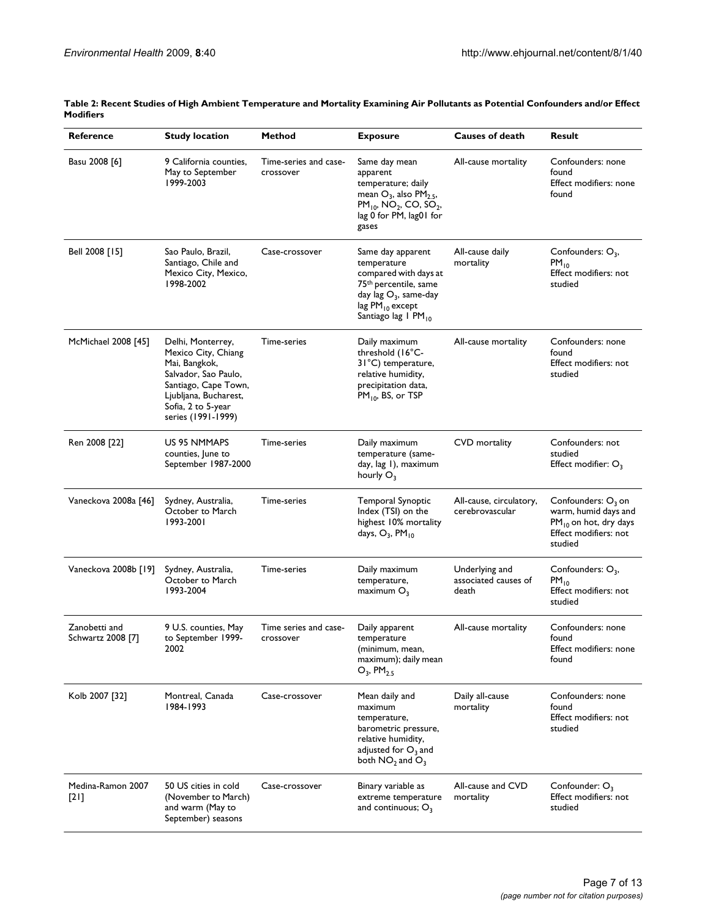**Table 2: Recent Studies of High Ambient Temperature and Mortality Examining Air Pollutants as Potential Confounders and/or Effect Modifiers**

| Reference | Study location | Method | Exposure | Causes of death | Result |
| --- | --- | --- | --- | --- | --- |
| Basu 2008 [6] | 9 California counties, May to September 1999-2003 | Time-series and case-crossover | Same day mean apparent temperature; daily mean $O_3$, also $PM_{2.5}$, $PM_{10}$, $NO_2$, CO, $SO_2$, lag 0 for PM, lag01 for gases | All-cause mortality | Confounders: none found Effect modifiers: none found |
| Bell 2008 [15] | Sao Paulo, Brazil, Santiago, Chile and Mexico City, Mexico, 1998-2002 | Case-crossover | Same day apparent temperature compared with days at 75th percentile, same day lag $O_3$, same-day lag $PM_{10}$ except Santiago lag 1 $PM_{10}$ | All-cause daily mortality | Confounders: $O_3$, $PM_{10}$ Effect modifiers: not studied |
| McMichael 2008 [45] | Delhi, Monterrey, Mexico City, Chiang Mai, Bangkok, Salvador, Sao Paulo, Santiago, Cape Town, Ljubljana, Bucharest, Sofia, 2 to 5-year series (1991-1999) | Time-series | Daily maximum threshold (16°C-31°C) temperature, relative humidity, precipitation data, $PM_{10}$, BS, or TSP | All-cause mortality | Confounders: none found Effect modifiers: not studied |
| Ren 2008 [22] | US 95 NMMAPS counties, June to September 1987-2000 | Time-series | Daily maximum temperature (same-day, lag 1), maximum hourly $O_3$ | CVD mortality | Confounders: not studied Effect modifier: $O_3$ |
| Vaneckova 2008a [46] | Sydney, Australia, October to March 1993-2001 | Time-series | Temporal Synoptic Index (TSI) on the highest 10% mortality days, $O_3$, $PM_{10}$ | All-cause, circulatory, cerebrovascular | Confounders: $O_3$ on warm, humid days and $PM_{10}$ on hot, dry days Effect modifiers: not studied |
| Vaneckova 2008b [19] | Sydney, Australia, October to March 1993-2004 | Time-series | Daily maximum temperature, maximum $O_3$ | Underlying and associated causes of death | Confounders: $O_3$, $PM_{10}$ Effect modifiers: not studied |
| Zanobetti and Schwartz 2008 [7] | 9 U.S. counties, May to September 1999-2002 | Time series and case-crossover | Daily apparent temperature (minimum, mean, maximum); daily mean $O_3$, $PM_{2.5}$ | All-cause mortality | Confounders: none found Effect modifiers: none found |
| Kolb 2007 [32] | Montreal, Canada 1984-1993 | Case-crossover | Mean daily and maximum temperature, barometric pressure, relative humidity, adjusted for $O_3$ and both $NO_2$ and $O_3$ | Daily all-cause mortality | Confounders: none found Effect modifiers: not studied |
| Medina-Ramon 2007 [21] | 50 US cities in cold (November to March) and warm (May to September) seasons | Case-crossover | Binary variable as extreme temperature and continuous; $O_3$ | All-cause and CVD mortality | Confounder: $O_3$ Effect modifiers: not studied |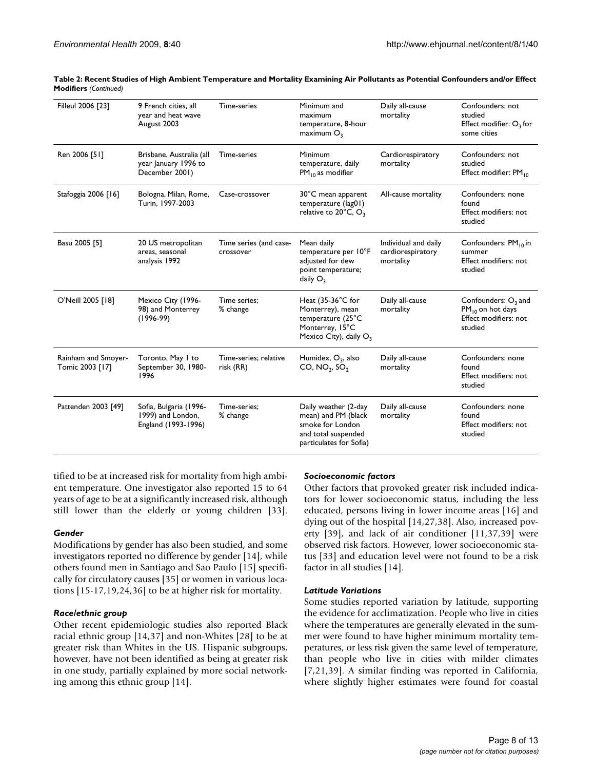**Table 2: Recent Studies of High Ambient Temperature and Mortality Examining Air Pollutants as Potential Confounders and/or Effect Modifiers** *(Continued)*

| | | | | | |
|---|---|---|---|---|---|
| Filleul 2006 [23] | 9 French cities, all year and heat wave August 2003 | Time-series | Minimum and maximum temperature, 8-hour maximum $O_3$ | Daily all-cause mortality | Confounders: not studied<br>Effect modifier: $O_3$ for some cities |
| Ren 2006 [51] | Brisbane, Australia (all year January 1996 to December 2001) | Time-series | Minimum temperature, daily $PM_{10}$ as modifier | Cardiorespiratory mortality | Confounders: not studied<br>Effect modifier: $PM_{10}$ |
| Stafoggia 2006 [16] | Bologna, Milan, Rome, Turin, 1997-2003 | Case-crossover | 30°C mean apparent temperature (lag01) relative to 20°C, $O_3$ | All-cause mortality | Confounders: none found<br>Effect modifiers: not studied |
| Basu 2005 [5] | 20 US metropolitan areas, seasonal analysis 1992 | Time series (and case-crossover | Mean daily temperature per 10°F adjusted for dew point temperature; daily $O_3$ | Individual and daily cardiorespiratory mortality | Confounders: $PM_{10}$ in summer<br>Effect modifiers: not studied |
| O'Neill 2005 [18] | Mexico City (1996-98) and Monterrey (1996-99) | Time series; % change | Heat (35-36°C for Monterrey), mean temperature (25°C Monterrey, 15°C Mexico City), daily $O_3$ | Daily all-cause mortality | Confounders: $O_3$ and $PM_{10}$ on hot days<br>Effect modifiers: not studied |
| Rainham and Smoyer-Tomic 2003 [17] | Toronto, May 1 to September 30, 1980-1996 | Time-series; relative risk (RR) | Humidex, $O_3$, also CO, $NO_2$, $SO_2$ | Daily all-cause mortality | Confounders: none found<br>Effect modifiers: not studied |
| Pattenden 2003 [49] | Sofia, Bulgaria (1996-1999) and London, England (1993-1996) | Time-series; % change | Daily weather (2-day mean) and PM (black smoke for London and total suspended particulates for Sofia) | Daily all-cause mortality | Confounders: none found<br>Effect modifiers: not studied |

tified to be at increased risk for mortality from high ambient temperature. One investigator also reported 15 to 64 years of age to be at a significantly increased risk, although still lower than the elderly or young children [33].

### *Gender*

Modifications by gender has also been studied, and some investigators reported no difference by gender [14], while others found men in Santiago and Sao Paulo [15] specifically for circulatory causes [35] or women in various locations [15-17,19,24,36] to be at higher risk for mortality.

### *Race/ethnic group*

Other recent epidemiologic studies also reported Black racial ethnic group [14,37] and non-Whites [28] to be at greater risk than Whites in the US. Hispanic subgroups, however, have not been identified as being at greater risk in one study, partially explained by more social networking among this ethnic group [14].

### *Socioeconomic factors*

Other factors that provoked greater risk included indicators for lower socioeconomic status, including the less educated, persons living in lower income areas [16] and dying out of the hospital [14,27,38]. Also, increased poverty [39], and lack of air conditioner [11,37,39] were observed risk factors. However, lower socioeconomic status [33] and education level were not found to be a risk factor in all studies [14].

### *Latitude Variations*

Some studies reported variation by latitude, supporting the evidence for acclimatization. People who live in cities where the temperatures are generally elevated in the summer were found to have higher minimum mortality temperatures, or less risk given the same level of temperature, than people who live in cities with milder climates [7,21,39]. A similar finding was reported in California, where slightly higher estimates were found for coastal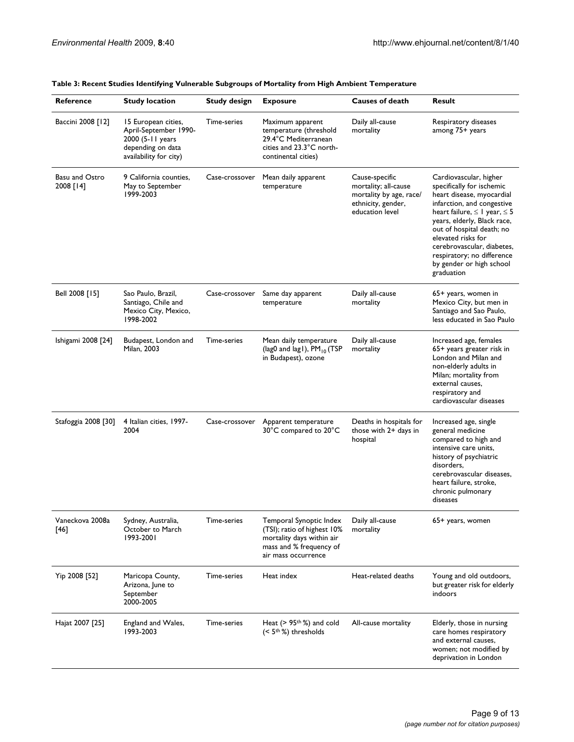**Table 3: Recent Studies Identifying Vulnerable Subgroups of Mortality from High Ambient Temperature**

| Reference | Study location | Study design | Exposure | Causes of death | Result |
|---|---|---|---|---|---|
| Baccini 2008 [12] | 15 European cities, April-September 1990-2000 (5-11 years depending on data availability for city) | Time-series | Maximum apparent temperature (threshold 29.4°C Mediterranean cities and 23.3°C north-continental cities) | Daily all-cause mortality | Respiratory diseases among 75+ years |
| Basu and Ostro 2008 [14] | 9 California counties, May to September 1999-2003 | Case-crossover | Mean daily apparent temperature | Cause-specific mortality; all-cause mortality by age, race/ethnicity, gender, education level | Cardiovascular, higher specifically for ischemic heart disease, myocardial infarction, and congestive heart failure, ≤ 1 year, ≤ 5 years, elderly, Black race, out of hospital death; no elevated risks for cerebrovascular, diabetes, respiratory; no difference by gender or high school graduation |
| Bell 2008 [15] | Sao Paulo, Brazil, Santiago, Chile and Mexico City, Mexico, 1998-2002 | Case-crossover | Same day apparent temperature | Daily all-cause mortality | 65+ years, women in Mexico City, but men in Santiago and Sao Paulo, less educated in Sao Paulo |
| Ishigami 2008 [24] | Budapest, London and Milan, 2003 | Time-series | Mean daily temperature (lag0 and lag1), $PM_{10}$ (TSP in Budapest), ozone | Daily all-cause mortality | Increased age, females 65+ years greater risk in London and Milan and non-elderly adults in Milan; mortality from external causes, respiratory and cardiovascular diseases |
| Stafoggia 2008 [30] | 4 Italian cities, 1997-2004 | Case-crossover | Apparent temperature 30°C compared to 20°C | Deaths in hospitals for those with 2+ days in hospital | Increased age, single general medicine compared to high and intensive care units, history of psychiatric disorders, cerebrovascular diseases, heart failure, stroke, chronic pulmonary diseases |
| Vaneckova 2008a [46] | Sydney, Australia, October to March 1993-2001 | Time-series | Temporal Synoptic Index (TSI); ratio of highest 10% mortality days within air mass and % frequency of air mass occurrence | Daily all-cause mortality | 65+ years, women |
| Yip 2008 [52] | Maricopa County, Arizona, June to September 2000-2005 | Time-series | Heat index | Heat-related deaths | Young and old outdoors, but greater risk for elderly indoors |
| Hajat 2007 [25] | England and Wales, 1993-2003 | Time-series | Heat (> $95^{th}$ %) and cold (< $5^{th}$ %) thresholds | All-cause mortality | Elderly, those in nursing care homes respiratory and external causes, women; not modified by deprivation in London |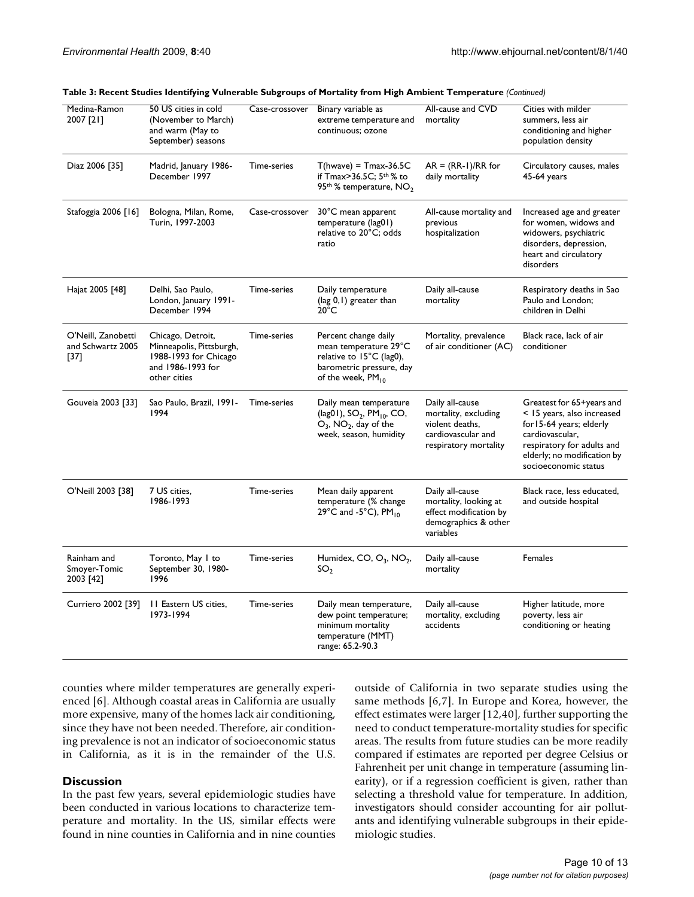**Table 3: Recent Studies Identifying Vulnerable Subgroups of Mortality from High Ambient Temperature** *(Continued)*

| | | | | | |
|---|---|---|---|---|---|
| Medina-Ramon 2007 [21] | 50 US cities in cold (November to March) and warm (May to September) seasons | Case-crossover | Binary variable as extreme temperature and continuous; ozone | All-cause and CVD mortality | Cities with milder summers, less air conditioning and higher population density |
| Diaz 2006 [35] | Madrid, January 1986-December 1997 | Time-series | T(hwave) = Tmax-36.5C if Tmax>36.5C; 5[th] % to 95[th] % temperature, $NO_2$ | AR = (RR-1)/RR for daily mortality | Circulatory causes, males 45-64 years |
| Stafoggia 2006 [16] | Bologna, Milan, Rome, Turin, 1997-2003 | Case-crossover | 30°C mean apparent temperature (lag01) relative to 20°C; odds ratio | All-cause mortality and previous hospitalization | Increased age and greater for women, widows and widowers, psychiatric disorders, depression, heart and circulatory disorders |
| Hajat 2005 [48] | Delhi, Sao Paulo, London, January 1991-December 1994 | Time-series | Daily temperature (lag 0,1) greater than 20°C | Daily all-cause mortality | Respiratory deaths in Sao Paulo and London; children in Delhi |
| O'Neill, Zanobetti and Schwartz 2005 [37] | Chicago, Detroit, Minneapolis, Pittsburgh, 1988-1993 for Chicago and 1986-1993 for other cities | Time-series | Percent change daily mean temperature 29°C relative to 15°C (lag0), barometric pressure, day of the week, $PM_{10}$ | Mortality, prevalence of air conditioner (AC) | Black race, lack of air conditioner |
| Gouveia 2003 [33] | Sao Paulo, Brazil, 1991-1994 | Time-series | Daily mean temperature (lag01), $SO_2$, $PM_{10}$, CO, $O_3$, $NO_2$, day of the week, season, humidity | Daily all-cause mortality, excluding violent deaths, cardiovascular and respiratory mortality | Greatest for 65+years and < 15 years, also increased for15-64 years; elderly cardiovascular, respiratory for adults and elderly; no modification by socioeconomic status |
| O'Neill 2003 [38] | 7 US cities, 1986-1993 | Time-series | Mean daily apparent temperature (% change 29°C and -5°C), $PM_{10}$ | Daily all-cause mortality, looking at effect modification by demographics & other variables | Black race, less educated, and outside hospital |
| Rainham and Smoyer-Tomic 2003 [42] | Toronto, May 1 to September 30, 1980-1996 | Time-series | Humidex, CO, $O_3$, $NO_2$, $SO_2$ | Daily all-cause mortality | Females |
| Curriero 2002 [39] | 11 Eastern US cities, 1973-1994 | Time-series | Daily mean temperature, dew point temperature; minimum mortality temperature (MMT) range: 65.2-90.3 | Daily all-cause mortality, excluding accidents | Higher latitude, more poverty, less air conditioning or heating |

counties where milder temperatures are generally experienced [6]. Although coastal areas in California are usually more expensive, many of the homes lack air conditioning, since they have not been needed. Therefore, air conditioning prevalence is not an indicator of socioeconomic status in California, as it is in the remainder of the U.S.

## Discussion

In the past few years, several epidemiologic studies have been conducted in various locations to characterize temperature and mortality. In the US, similar effects were found in nine counties in California and in nine counties outside of California in two separate studies using the same methods [6,7]. In Europe and Korea, however, the effect estimates were larger [12,40], further supporting the need to conduct temperature-mortality studies for specific areas. The results from future studies can be more readily compared if estimates are reported per degree Celsius or Fahrenheit per unit change in temperature (assuming linearity), or if a regression coefficient is given, rather than selecting a threshold value for temperature. In addition, investigators should consider accounting for air pollutants and identifying vulnerable subgroups in their epidemiologic studies.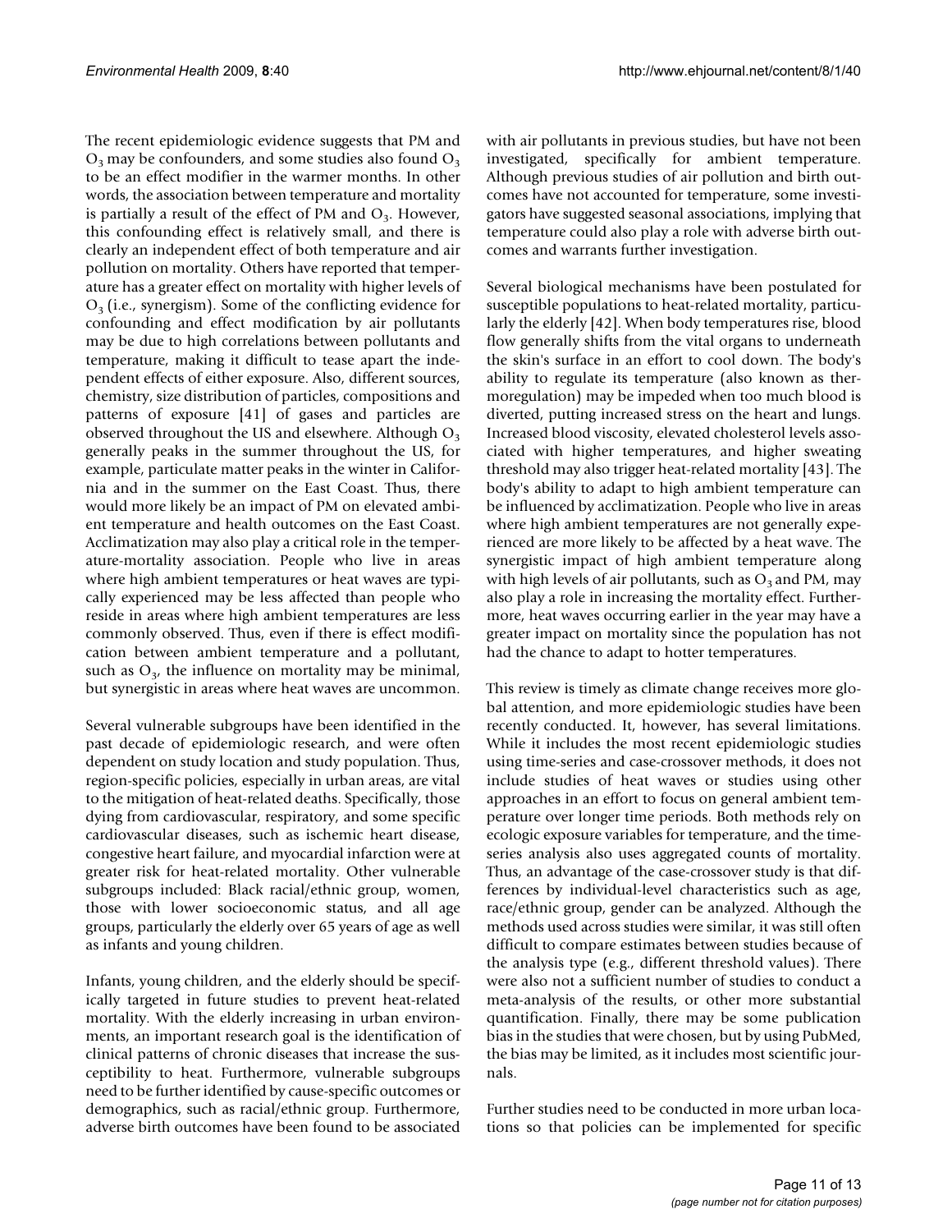The recent epidemiologic evidence suggests that PM and $O_3$ may be confounders, and some studies also found $O_3$ to be an effect modifier in the warmer months. In other words, the association between temperature and mortality is partially a result of the effect of PM and $O_3$. However, this confounding effect is relatively small, and there is clearly an independent effect of both temperature and air pollution on mortality. Others have reported that temperature has a greater effect on mortality with higher levels of $O_3$ (i.e., synergism). Some of the conflicting evidence for confounding and effect modification by air pollutants may be due to high correlations between pollutants and temperature, making it difficult to tease apart the independent effects of either exposure. Also, different sources, chemistry, size distribution of particles, compositions and patterns of exposure [41] of gases and particles are observed throughout the US and elsewhere. Although $O_3$ generally peaks in the summer throughout the US, for example, particulate matter peaks in the winter in California and in the summer on the East Coast. Thus, there would more likely be an impact of PM on elevated ambient temperature and health outcomes on the East Coast. Acclimatization may also play a critical role in the temperature-mortality association. People who live in areas where high ambient temperatures or heat waves are typically experienced may be less affected than people who reside in areas where high ambient temperatures are less commonly observed. Thus, even if there is effect modification between ambient temperature and a pollutant, such as $O_3$, the influence on mortality may be minimal, but synergistic in areas where heat waves are uncommon.

Several vulnerable subgroups have been identified in the past decade of epidemiologic research, and were often dependent on study location and study population. Thus, region-specific policies, especially in urban areas, are vital to the mitigation of heat-related deaths. Specifically, those dying from cardiovascular, respiratory, and some specific cardiovascular diseases, such as ischemic heart disease, congestive heart failure, and myocardial infarction were at greater risk for heat-related mortality. Other vulnerable subgroups included: Black racial/ethnic group, women, those with lower socioeconomic status, and all age groups, particularly the elderly over 65 years of age as well as infants and young children.

Infants, young children, and the elderly should be specifically targeted in future studies to prevent heat-related mortality. With the elderly increasing in urban environments, an important research goal is the identification of clinical patterns of chronic diseases that increase the susceptibility to heat. Furthermore, vulnerable subgroups need to be further identified by cause-specific outcomes or demographics, such as racial/ethnic group. Furthermore, adverse birth outcomes have been found to be associated with air pollutants in previous studies, but have not been investigated, specifically for ambient temperature. Although previous studies of air pollution and birth outcomes have not accounted for temperature, some investigators have suggested seasonal associations, implying that temperature could also play a role with adverse birth outcomes and warrants further investigation.

Several biological mechanisms have been postulated for susceptible populations to heat-related mortality, particularly the elderly [42]. When body temperatures rise, blood flow generally shifts from the vital organs to underneath the skin's surface in an effort to cool down. The body's ability to regulate its temperature (also known as thermoregulation) may be impeded when too much blood is diverted, putting increased stress on the heart and lungs. Increased blood viscosity, elevated cholesterol levels associated with higher temperatures, and higher sweating threshold may also trigger heat-related mortality [43]. The body's ability to adapt to high ambient temperature can be influenced by acclimatization. People who live in areas where high ambient temperatures are not generally experienced are more likely to be affected by a heat wave. The synergistic impact of high ambient temperature along with high levels of air pollutants, such as $O_3$ and PM, may also play a role in increasing the mortality effect. Furthermore, heat waves occurring earlier in the year may have a greater impact on mortality since the population has not had the chance to adapt to hotter temperatures.

This review is timely as climate change receives more global attention, and more epidemiologic studies have been recently conducted. It, however, has several limitations. While it includes the most recent epidemiologic studies using time-series and case-crossover methods, it does not include studies of heat waves or studies using other approaches in an effort to focus on general ambient temperature over longer time periods. Both methods rely on ecologic exposure variables for temperature, and the time-series analysis also uses aggregated counts of mortality. Thus, an advantage of the case-crossover study is that differences by individual-level characteristics such as age, race/ethnic group, gender can be analyzed. Although the methods used across studies were similar, it was still often difficult to compare estimates between studies because of the analysis type (e.g., different threshold values). There were also not a sufficient number of studies to conduct a meta-analysis of the results, or other more substantial quantification. Finally, there may be some publication bias in the studies that were chosen, but by using PubMed, the bias may be limited, as it includes most scientific journals.

Further studies need to be conducted in more urban locations so that policies can be implemented for specific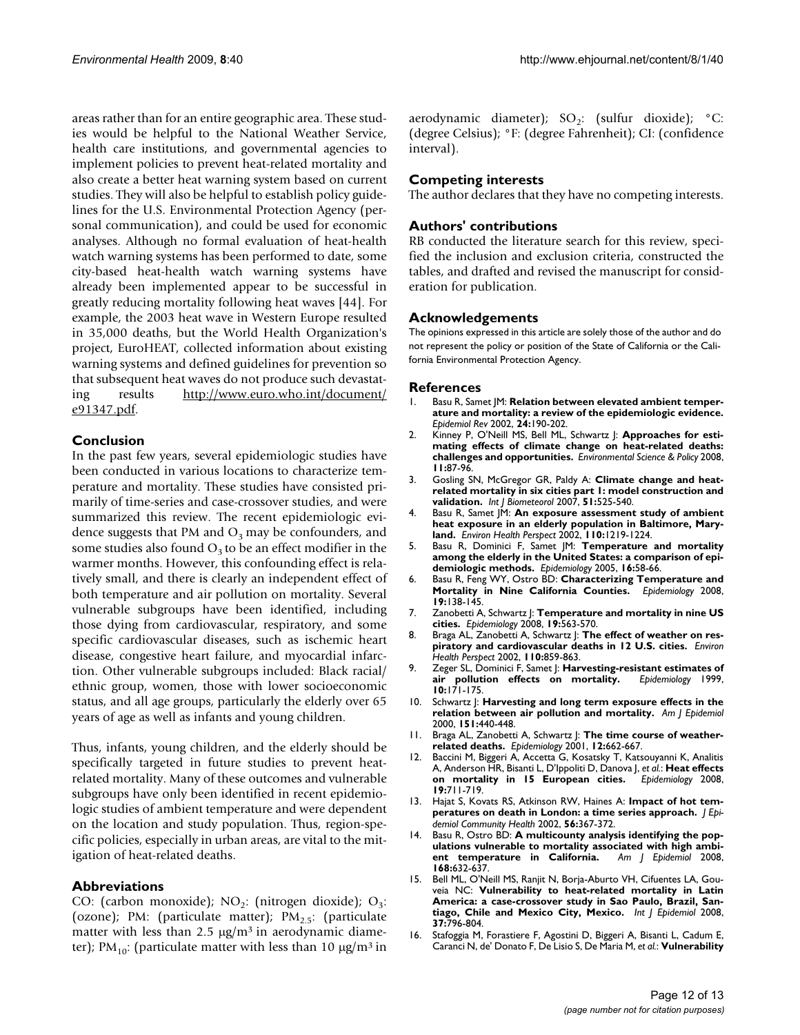areas rather than for an entire geographic area. These studies would be helpful to the National Weather Service, health care institutions, and governmental agencies to implement policies to prevent heat-related mortality and also create a better heat warning system based on current studies. They will also be helpful to establish policy guidelines for the U.S. Environmental Protection Agency (personal communication), and could be used for economic analyses. Although no formal evaluation of heat-health watch warning systems has been performed to date, some city-based heat-health watch warning systems have already been implemented appear to be successful in greatly reducing mortality following heat waves [44]. For example, the 2003 heat wave in Western Europe resulted in 35,000 deaths, but the World Health Organization's project, EuroHEAT, collected information about existing warning systems and defined guidelines for prevention so that subsequent heat waves do not produce such devastating results http://www.euro.who.int/document/e91347.pdf.

## Conclusion

In the past few years, several epidemiologic studies have been conducted in various locations to characterize temperature and mortality. These studies have consisted primarily of time-series and case-crossover studies, and were summarized this review. The recent epidemiologic evidence suggests that PM and $O_3$ may be confounders, and some studies also found $O_3$ to be an effect modifier in the warmer months. However, this confounding effect is relatively small, and there is clearly an independent effect of both temperature and air pollution on mortality. Several vulnerable subgroups have been identified, including those dying from cardiovascular, respiratory, and some specific cardiovascular diseases, such as ischemic heart disease, congestive heart failure, and myocardial infarction. Other vulnerable subgroups included: Black racial/ethnic group, women, those with lower socioeconomic status, and all age groups, particularly the elderly over 65 years of age as well as infants and young children.

Thus, infants, young children, and the elderly should be specifically targeted in future studies to prevent heat-related mortality. Many of these outcomes and vulnerable subgroups have only been identified in recent epidemiologic studies of ambient temperature and were dependent on the location and study population. Thus, region-specific policies, especially in urban areas, are vital to the mitigation of heat-related deaths.

## Abbreviations

CO: (carbon monoxide); $NO_2$: (nitrogen dioxide); $O_3$: (ozone); PM: (particulate matter); $PM_{2.5}$: (particulate matter with less than 2.5 μg/m$^3$ in aerodynamic diameter); $PM_{10}$: (particulate matter with less than 10 μg/m$^3$ in aerodynamic diameter); $SO_2$: (sulfur dioxide); °C: (degree Celsius); °F: (degree Fahrenheit); CI: (confidence interval).

## Competing interests

The author declares that they have no competing interests.

## Authors' contributions

RB conducted the literature search for this review, specified the inclusion and exclusion criteria, constructed the tables, and drafted and revised the manuscript for consideration for publication.

## Acknowledgements

The opinions expressed in this article are solely those of the author and do not represent the policy or position of the State of California or the California Environmental Protection Agency.

## References

1. Basu R, Samet JM: **Relation between elevated ambient temperature and mortality: a review of the epidemiologic evidence.** *Epidemiol Rev* 2002, **24:**190-202.
2. Kinney P, O'Neill MS, Bell ML, Schwartz J: **Approaches for estimating effects of climate change on heat-related deaths: challenges and opportunities.** *Environmental Science & Policy* 2008, **11:**87-96.
3. Gosling SN, McGregor GR, Paldy A: **Climate change and heat-related mortality in six cities part 1: model construction and validation.** *Int J Biometeorol* 2007, **51:**525-540.
4. Basu R, Samet JM: **An exposure assessment study of ambient heat exposure in an elderly population in Baltimore, Maryland.** *Environ Health Perspect* 2002, **110:**1219-1224.
5. Basu R, Dominici F, Samet JM: **Temperature and mortality among the elderly in the United States: a comparison of epidemiologic methods.** *Epidemiology* 2005, **16:**58-66.
6. Basu R, Feng WY, Ostro BD: **Characterizing Temperature and Mortality in Nine California Counties.** *Epidemiology* 2008, **19:**138-145.
7. Zanobetti A, Schwartz J: **Temperature and mortality in nine US cities.** *Epidemiology* 2008, **19:**563-570.
8. Braga AL, Zanobetti A, Schwartz J: **The effect of weather on respiratory and cardiovascular deaths in 12 U.S. cities.** *Environ Health Perspect* 2002, **110:**859-863.
9. Zeger SL, Dominici F, Samet J: **Harvesting-resistant estimates of air pollution effects on mortality.** *Epidemiology* 1999, **10:**171-175.
10. Schwartz J: **Harvesting and long term exposure effects in the relation between air pollution and mortality.** *Am J Epidemiol* 2000, **151:**440-448.
11. Braga AL, Zanobetti A, Schwartz J: **The time course of weather-related deaths.** *Epidemiology* 2001, **12:**662-667.
12. Baccini M, Biggeri A, Accetta G, Kosatsky T, Katsouyanni K, Analitis A, Anderson HR, Bisanti L, D'Ippoliti D, Danova J, *et al.*: **Heat effects on mortality in 15 European cities.** *Epidemiology* 2008, **19:**711-719.
13. Hajat S, Kovats RS, Atkinson RW, Haines A: **Impact of hot temperatures on death in London: a time series approach.** *J Epidemiol Community Health* 2002, **56:**367-372.
14. Basu R, Ostro BD: **A multicounty analysis identifying the populations vulnerable to mortality associated with high ambient temperature in California.** *Am J Epidemiol* 2008, **168:**632-637.
15. Bell ML, O'Neill MS, Ranjit N, Borja-Aburto VH, Cifuentes LA, Gouveia NC: **Vulnerability to heat-related mortality in Latin America: a case-crossover study in Sao Paulo, Brazil, Santiago, Chile and Mexico City, Mexico.** *Int J Epidemiol* 2008, **37:**796-804.
16. Stafoggia M, Forastiere F, Agostini D, Biggeri A, Bisanti L, Cadum E, Caranci N, de' Donato F, De Lisio S, De Maria M, *et al.*: **Vulnerability**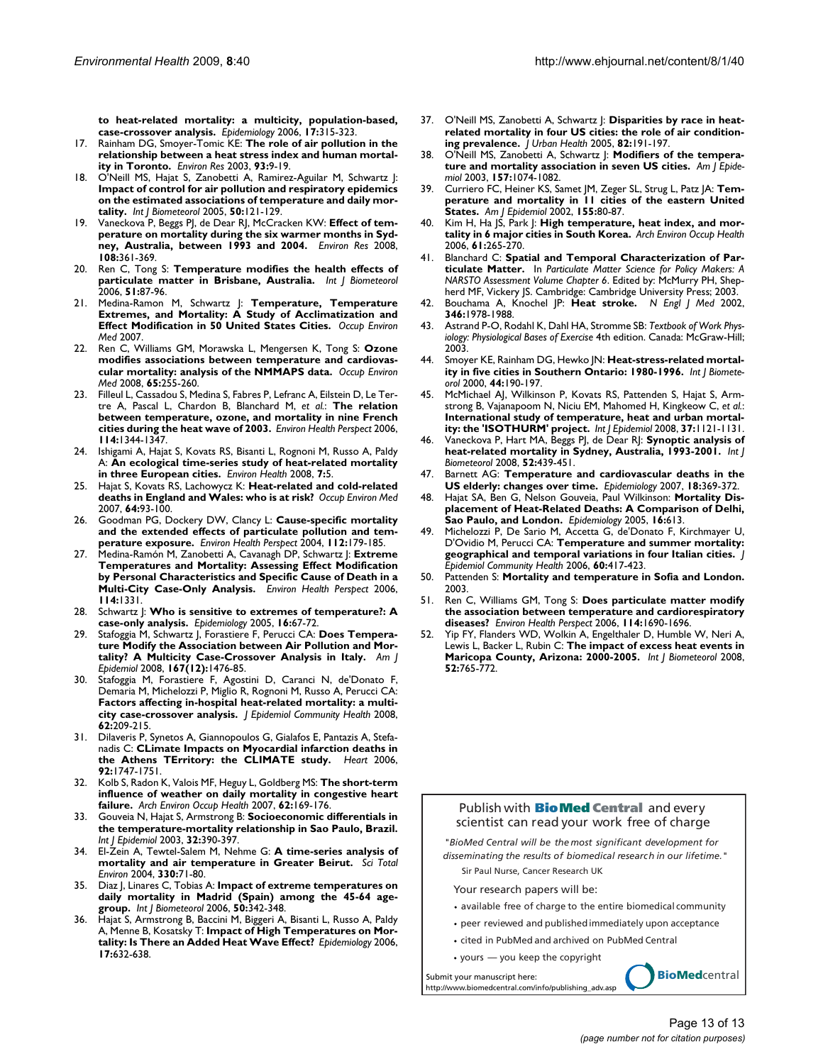**to heat-related mortality: a multicity, population-based, case-crossover analysis.** *Epidemiology* 2006, **17:**315-323.

17. Rainham DG, Smoyer-Tomic KE: **The role of air pollution in the relationship between a heat stress index and human mortality in Toronto.** *Environ Res* 2003, **93:**9-19.
18. O'Neill MS, Hajat S, Zanobetti A, Ramirez-Aguilar M, Schwartz J: **Impact of control for air pollution and respiratory epidemics on the estimated associations of temperature and daily mortality.** *Int J Biometeorol* 2005, **50:**121-129.
19. Vaneckova P, Beggs PJ, de Dear RJ, McCracken KW: **Effect of temperature on mortality during the six warmer months in Sydney, Australia, between 1993 and 2004.** *Environ Res* 2008, **108:**361-369.
20. Ren C, Tong S: **Temperature modifies the health effects of particulate matter in Brisbane, Australia.** *Int J Biometeorol* 2006, **51:**87-96.
21. Medina-Ramon M, Schwartz J: **Temperature, Temperature Extremes, and Mortality: A Study of Acclimatization and Effect Modification in 50 United States Cities.** *Occup Environ Med* 2007.
22. Ren C, Williams GM, Morawska L, Mengersen K, Tong S: **Ozone modifies associations between temperature and cardiovascular mortality: analysis of the NMMAPS data.** *Occup Environ Med* 2008, **65:**255-260.
23. Filleul L, Cassadou S, Medina S, Fabres P, Lefranc A, Eilstein D, Le Tertre A, Pascal L, Chardon B, Blanchard M, *et al.*: **The relation between temperature, ozone, and mortality in nine French cities during the heat wave of 2003.** *Environ Health Perspect* 2006, **114:**1344-1347.
24. Ishigami A, Hajat S, Kovats RS, Bisanti L, Rognoni M, Russo A, Paldy A: **An ecological time-series study of heat-related mortality in three European cities.** *Environ Health* 2008, **7:**5.
25. Hajat S, Kovats RS, Lachowycz K: **Heat-related and cold-related deaths in England and Wales: who is at risk?** *Occup Environ Med* 2007, **64:**93-100.
26. Goodman PG, Dockery DW, Clancy L: **Cause-specific mortality and the extended effects of particulate pollution and temperature exposure.** *Environ Health Perspect* 2004, **112:**179-185.
27. Medina-Ramón M, Zanobetti A, Cavanagh DP, Schwartz J: **Extreme Temperatures and Mortality: Assessing Effect Modification by Personal Characteristics and Specific Cause of Death in a Multi-City Case-Only Analysis.** *Environ Health Perspect* 2006, **114:**1331.
28. Schwartz J: **Who is sensitive to extremes of temperature?: A case-only analysis.** *Epidemiology* 2005, **16:**67-72.
29. Stafoggia M, Schwartz J, Forastiere F, Perucci CA: **Does Temperature Modify the Association between Air Pollution and Mortality? A Multicity Case-Crossover Analysis in Italy.** *Am J Epidemiol* 2008, **167(12):**1476-85.
30. Stafoggia M, Forastiere F, Agostini D, Caranci N, de'Donato F, Demaria M, Michelozzi P, Miglio R, Rognoni M, Russo A, Perucci CA: **Factors affecting in-hospital heat-related mortality: a multi-city case-crossover analysis.** *J Epidemiol Community Health* 2008, **62:**209-215.
31. Dilaveris P, Synetos A, Giannopoulos G, Gialafos E, Pantazis A, Stefanadis C: **CLimate Impacts on Myocardial infarction deaths in the Athens TErritory: the CLIMATE study.** *Heart* 2006, **92:**1747-1751.
32. Kolb S, Radon K, Valois MF, Heguy L, Goldberg MS: **The short-term influence of weather on daily mortality in congestive heart failure.** *Arch Environ Occup Health* 2007, **62:**169-176.
33. Gouveia N, Hajat S, Armstrong B: **Socioeconomic differentials in the temperature-mortality relationship in Sao Paulo, Brazil.** *Int J Epidemiol* 2003, **32:**390-397.
34. El-Zein A, Tewtel-Salem M, Nehme G: **A time-series analysis of mortality and air temperature in Greater Beirut.** *Sci Total Environ* 2004, **330:**71-80.
35. Diaz J, Linares C, Tobias A: **Impact of extreme temperatures on daily mortality in Madrid (Spain) among the 45-64 age-group.** *Int J Biometeorol* 2006, **50:**342-348.
36. Hajat S, Armstrong B, Baccini M, Biggeri A, Bisanti L, Russo A, Paldy A, Menne B, Kosatsky T: **Impact of High Temperatures on Mortality: Is There an Added Heat Wave Effect?** *Epidemiology* 2006, **17:**632-638.
37. O'Neill MS, Zanobetti A, Schwartz J: **Disparities by race in heat-related mortality in four US cities: the role of air conditioning prevalence.** *J Urban Health* 2005, **82:**191-197.
38. O'Neill MS, Zanobetti A, Schwartz J: **Modifiers of the temperature and mortality association in seven US cities.** *Am J Epidemiol* 2003, **157:**1074-1082.
39. Curriero FC, Heiner KS, Samet JM, Zeger SL, Strug L, Patz JA: **Temperature and mortality in 11 cities of the eastern United States.** *Am J Epidemiol* 2002, **155:**80-87.
40. Kim H, Ha JS, Park J: **High temperature, heat index, and mortality in 6 major cities in South Korea.** *Arch Environ Occup Health* 2006, **61:**265-270.
41. Blanchard C: **Spatial and Temporal Characterization of Particulate Matter.** In *Particulate Matter Science for Policy Makers: A NARSTO Assessment Volume Chapter 6*. Edited by: McMurry PH, Shepherd MF, Vickery JS. Cambridge: Cambridge University Press; 2003.
42. Bouchama A, Knochel JP: **Heat stroke.** *N Engl J Med* 2002, **346:**1978-1988.
43. Astrand P-O, Rodahl K, Dahl HA, Stromme SB: *Textbook of Work Physiology: Physiological Bases of Exercise* 4th edition. Canada: McGraw-Hill; 2003.
44. Smoyer KE, Rainham DG, Hewko JN: **Heat-stress-related mortality in five cities in Southern Ontario: 1980-1996.** *Int J Biometeorol* 2000, **44:**190-197.
45. McMichael AJ, Wilkinson P, Kovats RS, Pattenden S, Hajat S, Armstrong B, Vajanapoom N, Niciu EM, Mahomed H, Kingkeow C, *et al.*: **International study of temperature, heat and urban mortality: the 'ISOTHURM' project.** *Int J Epidemiol* 2008, **37:**1121-1131.
46. Vaneckova P, Hart MA, Beggs PJ, de Dear RJ: **Synoptic analysis of heat-related mortality in Sydney, Australia, 1993-2001.** *Int J Biometeorol* 2008, **52:**439-451.
47. Barnett AG: **Temperature and cardiovascular deaths in the US elderly: changes over time.** *Epidemiology* 2007, **18:**369-372.
48. Hajat SA, Ben G, Nelson Gouveia, Paul Wilkinson: **Mortality Displacement of Heat-Related Deaths: A Comparison of Delhi, Sao Paulo, and London.** *Epidemiology* 2005, **16:**613.
49. Michelozzi P, De Sario M, Accetta G, de'Donato F, Kirchmayer U, D'Ovidio M, Perucci CA: **Temperature and summer mortality: geographical and temporal variations in four Italian cities.** *J Epidemiol Community Health* 2006, **60:**417-423.
50. Pattenden S: **Mortality and temperature in Sofia and London.** 2003.
51. Ren C, Williams GM, Tong S: **Does particulate matter modify the association between temperature and cardiorespiratory diseases?** *Environ Health Perspect* 2006, **114:**1690-1696.
52. Yip FY, Flanders WD, Wolkin A, Engelthaler D, Humble W, Neri A, Lewis L, Backer L, Rubin C: **The impact of excess heat events in Maricopa County, Arizona: 2000-2005.** *Int J Biometeorol* 2008, **52:**765-772.

Publish with **BioMed Central** and every scientist can read your work free of charge

*"BioMed Central will be the most significant development for disseminating the results of biomedical research in our lifetime."*

Sir Paul Nurse, Cancer Research UK

Your research papers will be:

- available free of charge to the entire biomedical community
- peer reviewed and published immediately upon acceptance
- cited in PubMed and archived on PubMed Central
- yours — you keep the copyright

Submit your manuscript here:
http://www.biomedcentral.com/info/publishing_adv.asp

BioMedcentral